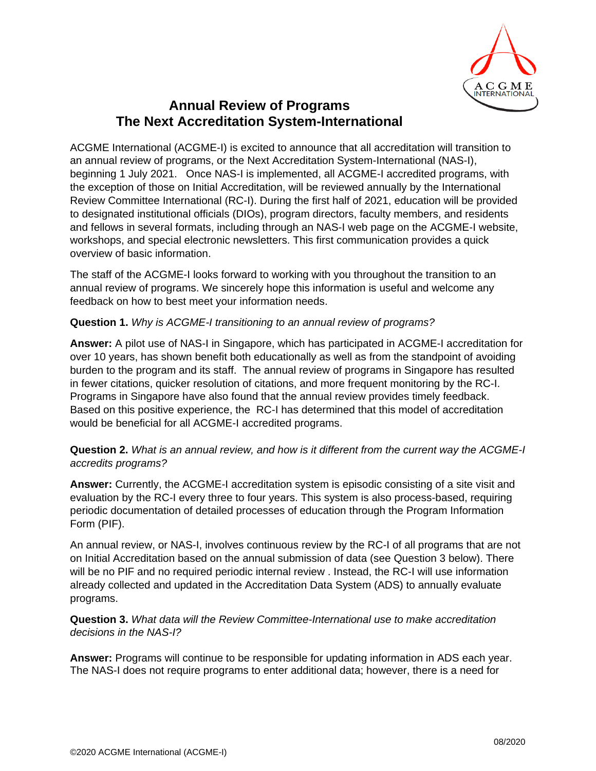# Annual Review of Programs
# The Next Accreditation System-International

ACGME International (ACGME-I) is excited to announce that all accreditation will transition to an annual review of programs, or the Next Accreditation System-International (NAS-I), beginning 1 July 2021. Once NAS-I is implemented, all ACGME-I accredited programs, with the exception of those on Initial Accreditation, will be reviewed annually by the International Review Committee International (RC-I). During the first half of 2021, education will be provided to designated institutional officials (DIOs), program directors, faculty members, and residents and fellows in several formats, including through an NAS-I web page on the ACGME-I website, workshops, and special electronic newsletters. This first communication provides a quick overview of basic information.

The staff of the ACGME-I looks forward to working with you throughout the transition to an annual review of programs. We sincerely hope this information is useful and welcome any feedback on how to best meet your information needs.

**Question 1.** *Why is ACGME-I transitioning to an annual review of programs?*

**Answer:** A pilot use of NAS-I in Singapore, which has participated in ACGME-I accreditation for over 10 years, has shown benefit both educationally as well as from the standpoint of avoiding burden to the program and its staff. The annual review of programs in Singapore has resulted in fewer citations, quicker resolution of citations, and more frequent monitoring by the RC-I. Programs in Singapore have also found that the annual review provides timely feedback. Based on this positive experience, the RC-I has determined that this model of accreditation would be beneficial for all ACGME-I accredited programs.

**Question 2.** *What is an annual review, and how is it different from the current way the ACGME-I accredits programs?*

**Answer:** Currently, the ACGME-I accreditation system is episodic consisting of a site visit and evaluation by the RC-I every three to four years. This system is also process-based, requiring periodic documentation of detailed processes of education through the Program Information Form (PIF).

An annual review, or NAS-I, involves continuous review by the RC-I of all programs that are not on Initial Accreditation based on the annual submission of data (see Question 3 below). There will be no PIF and no required periodic internal review . Instead, the RC-I will use information already collected and updated in the Accreditation Data System (ADS) to annually evaluate programs.

**Question 3.** *What data will the Review Committee-International use to make accreditation decisions in the NAS-I?*

**Answer:** Programs will continue to be responsible for updating information in ADS each year. The NAS-I does not require programs to enter additional data; however, there is a need for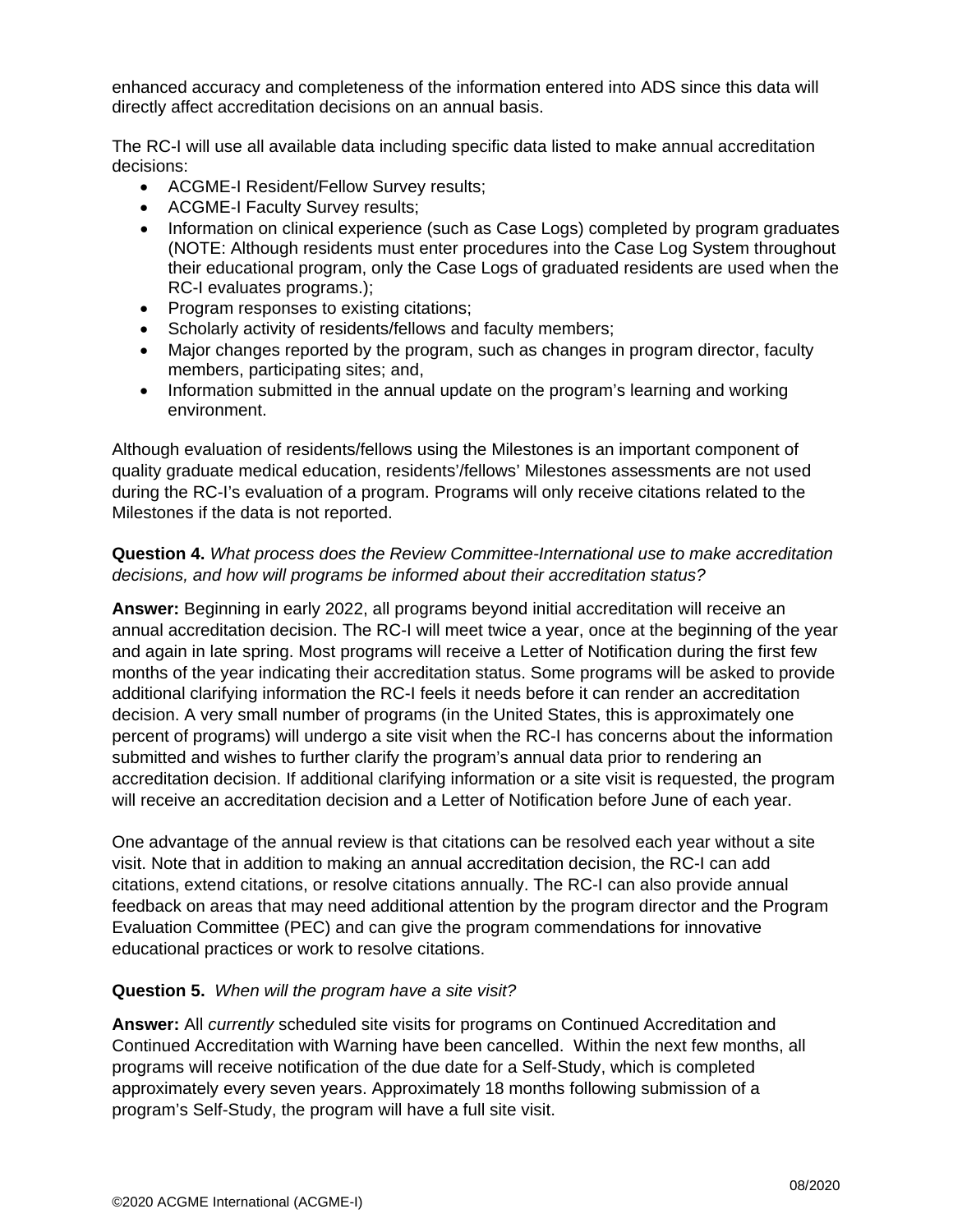enhanced accuracy and completeness of the information entered into ADS since this data will directly affect accreditation decisions on an annual basis.

The RC-I will use all available data including specific data listed to make annual accreditation decisions:

- ACGME-I Resident/Fellow Survey results;
- ACGME-I Faculty Survey results;
- Information on clinical experience (such as Case Logs) completed by program graduates (NOTE: Although residents must enter procedures into the Case Log System throughout their educational program, only the Case Logs of graduated residents are used when the RC-I evaluates programs.);
- Program responses to existing citations;
- Scholarly activity of residents/fellows and faculty members;
- Major changes reported by the program, such as changes in program director, faculty members, participating sites; and,
- Information submitted in the annual update on the program's learning and working environment.

Although evaluation of residents/fellows using the Milestones is an important component of quality graduate medical education, residents'/fellows' Milestones assessments are not used during the RC-I's evaluation of a program. Programs will only receive citations related to the Milestones if the data is not reported.

**Question 4.** *What process does the Review Committee-International use to make accreditation decisions, and how will programs be informed about their accreditation status?*

**Answer:** Beginning in early 2022, all programs beyond initial accreditation will receive an annual accreditation decision. The RC-I will meet twice a year, once at the beginning of the year and again in late spring. Most programs will receive a Letter of Notification during the first few months of the year indicating their accreditation status. Some programs will be asked to provide additional clarifying information the RC-I feels it needs before it can render an accreditation decision. A very small number of programs (in the United States, this is approximately one percent of programs) will undergo a site visit when the RC-I has concerns about the information submitted and wishes to further clarify the program's annual data prior to rendering an accreditation decision. If additional clarifying information or a site visit is requested, the program will receive an accreditation decision and a Letter of Notification before June of each year.

One advantage of the annual review is that citations can be resolved each year without a site visit. Note that in addition to making an annual accreditation decision, the RC-I can add citations, extend citations, or resolve citations annually. The RC-I can also provide annual feedback on areas that may need additional attention by the program director and the Program Evaluation Committee (PEC) and can give the program commendations for innovative educational practices or work to resolve citations.

**Question 5.** *When will the program have a site visit?*

**Answer:** All *currently* scheduled site visits for programs on Continued Accreditation and Continued Accreditation with Warning have been cancelled. Within the next few months, all programs will receive notification of the due date for a Self-Study, which is completed approximately every seven years. Approximately 18 months following submission of a program's Self-Study, the program will have a full site visit.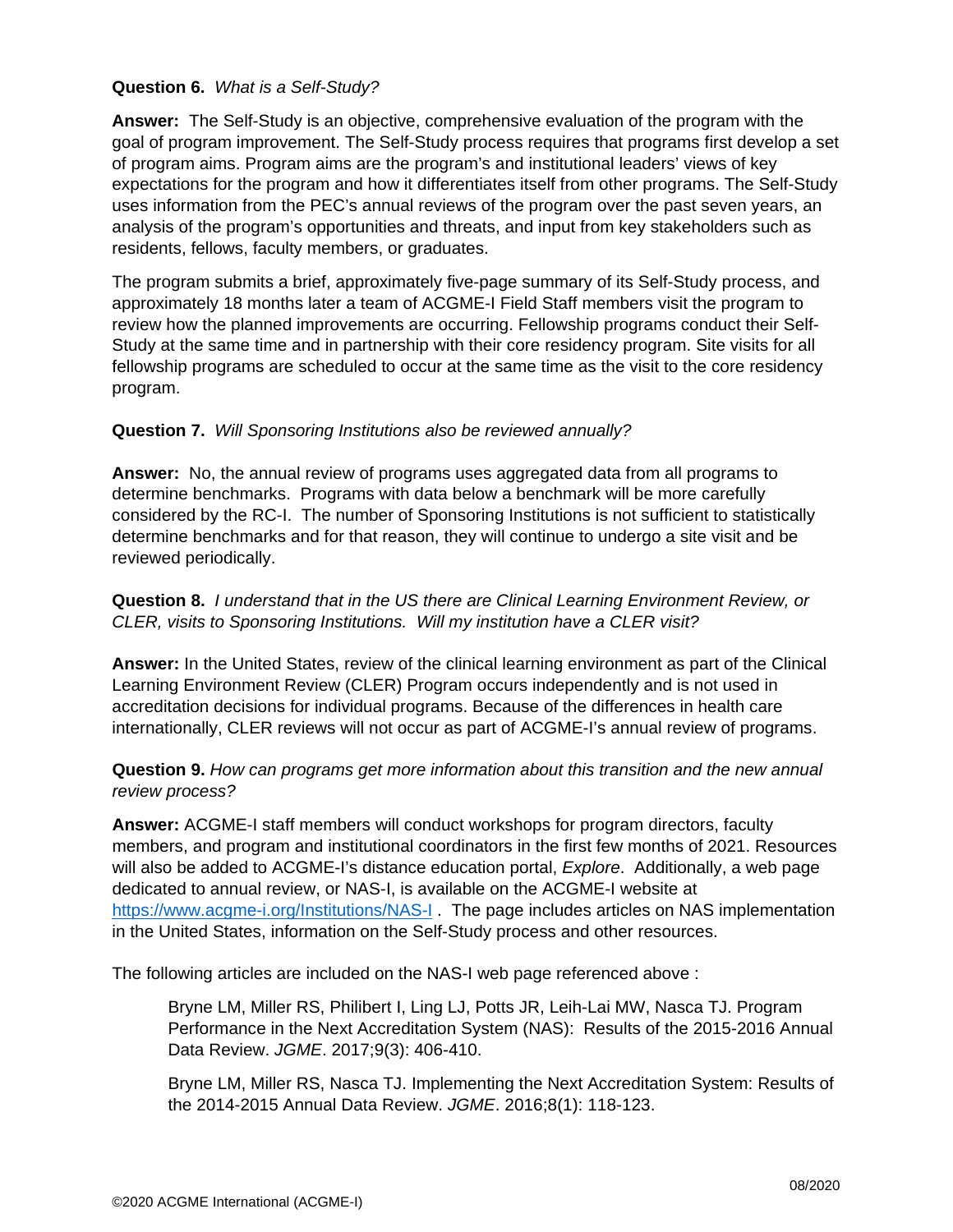**Question 6.** *What is a Self-Study?*

**Answer:** The Self-Study is an objective, comprehensive evaluation of the program with the goal of program improvement. The Self-Study process requires that programs first develop a set of program aims. Program aims are the program's and institutional leaders' views of key expectations for the program and how it differentiates itself from other programs. The Self-Study uses information from the PEC's annual reviews of the program over the past seven years, an analysis of the program's opportunities and threats, and input from key stakeholders such as residents, fellows, faculty members, or graduates.

The program submits a brief, approximately five-page summary of its Self-Study process, and approximately 18 months later a team of ACGME-I Field Staff members visit the program to review how the planned improvements are occurring. Fellowship programs conduct their Self-Study at the same time and in partnership with their core residency program. Site visits for all fellowship programs are scheduled to occur at the same time as the visit to the core residency program.

**Question 7.** *Will Sponsoring Institutions also be reviewed annually?*

**Answer:** No, the annual review of programs uses aggregated data from all programs to determine benchmarks. Programs with data below a benchmark will be more carefully considered by the RC-I. The number of Sponsoring Institutions is not sufficient to statistically determine benchmarks and for that reason, they will continue to undergo a site visit and be reviewed periodically.

**Question 8.** *I understand that in the US there are Clinical Learning Environment Review, or CLER, visits to Sponsoring Institutions. Will my institution have a CLER visit?*

**Answer:** In the United States, review of the clinical learning environment as part of the Clinical Learning Environment Review (CLER) Program occurs independently and is not used in accreditation decisions for individual programs. Because of the differences in health care internationally, CLER reviews will not occur as part of ACGME-I's annual review of programs.

**Question 9.** *How can programs get more information about this transition and the new annual review process?*

**Answer:** ACGME-I staff members will conduct workshops for program directors, faculty members, and program and institutional coordinators in the first few months of 2021. Resources will also be added to ACGME-I's distance education portal, *Explore*. Additionally, a web page dedicated to annual review, or NAS-I, is available on the ACGME-I website at https://www.acgme-i.org/Institutions/NAS-I . The page includes articles on NAS implementation in the United States, information on the Self-Study process and other resources.

The following articles are included on the NAS-I web page referenced above :

> Bryne LM, Miller RS, Philibert I, Ling LJ, Potts JR, Leih-Lai MW, Nasca TJ. Program Performance in the Next Accreditation System (NAS): Results of the 2015-2016 Annual Data Review. *JGME*. 2017;9(3): 406-410.
>
> Bryne LM, Miller RS, Nasca TJ. Implementing the Next Accreditation System: Results of the 2014-2015 Annual Data Review. *JGME*. 2016;8(1): 118-123.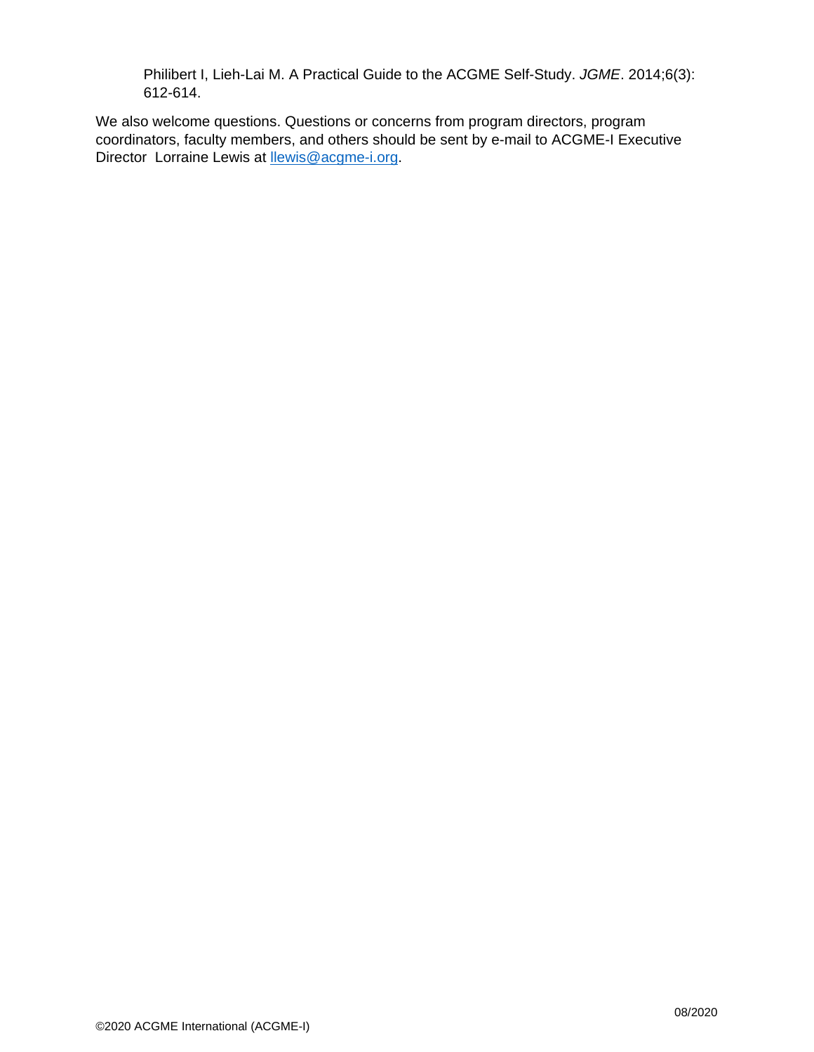Philibert I, Lieh-Lai M. A Practical Guide to the ACGME Self-Study. *JGME*. 2014;6(3): 612-614.

We also welcome questions. Questions or concerns from program directors, program coordinators, faculty members, and others should be sent by e-mail to ACGME-I Executive Director Lorraine Lewis at llewis@acgme-i.org.